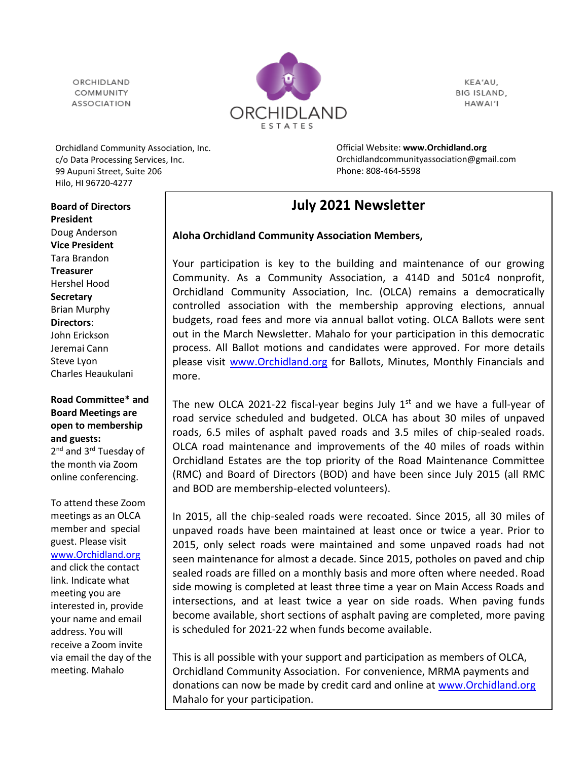ORCHIDLAND COMMUNITY ASSOCIATION

ORCHIDLAND ESTATES

KEA'AU, BIG ISLAND, HAWAI'I

Orchidland Community Association, Inc.
c/o Data Processing Services, Inc.
99 Aupuni Street, Suite 206
Hilo, HI 96720-4277

Official Website: **www.Orchidland.org**
Orchidlandcommunityassociation@gmail.com
Phone: 808-464-5598

**Board of Directors**
**President**
Doug Anderson
**Vice President**
Tara Brandon
**Treasurer**
Hershel Hood
**Secretary**
Brian Murphy
**Directors**:
John Erickson
Jeremai Cann
Steve Lyon
Charles Heaukulani

**Road Committee\* and Board Meetings are open to membership and guests:**
2nd and 3rd Tuesday of the month via Zoom online conferencing.

To attend these Zoom meetings as an OLCA member and special guest. Please visit [www.Orchidland.org](http://www.Orchidland.org) and click the contact link. Indicate what meeting you are interested in, provide your name and email address. You will receive a Zoom invite via email the day of the meeting. Mahalo

# July 2021 Newsletter

**Aloha Orchidland Community Association Members,**

Your participation is key to the building and maintenance of our growing Community. As a Community Association, a 414D and 501c4 nonprofit, Orchidland Community Association, Inc. (OLCA) remains a democratically controlled association with the membership approving elections, annual budgets, road fees and more via annual ballot voting. OLCA Ballots were sent out in the March Newsletter. Mahalo for your participation in this democratic process. All Ballot motions and candidates were approved. For more details please visit [www.Orchidland.org](http://www.Orchidland.org) for Ballots, Minutes, Monthly Financials and more.

The new OLCA 2021-22 fiscal-year begins July 1st and we have a full-year of road service scheduled and budgeted. OLCA has about 30 miles of unpaved roads, 6.5 miles of asphalt paved roads and 3.5 miles of chip-sealed roads. OLCA road maintenance and improvements of the 40 miles of roads within Orchidland Estates are the top priority of the Road Maintenance Committee (RMC) and Board of Directors (BOD) and have been since July 2015 (all RMC and BOD are membership-elected volunteers).

In 2015, all the chip-sealed roads were recoated. Since 2015, all 30 miles of unpaved roads have been maintained at least once or twice a year. Prior to 2015, only select roads were maintained and some unpaved roads had not seen maintenance for almost a decade. Since 2015, potholes on paved and chip sealed roads are filled on a monthly basis and more often where needed. Road side mowing is completed at least three time a year on Main Access Roads and intersections, and at least twice a year on side roads. When paving funds become available, short sections of asphalt paving are completed, more paving is scheduled for 2021-22 when funds become available.

This is all possible with your support and participation as members of OLCA, Orchidland Community Association. For convenience, MRMA payments and donations can now be made by credit card and online at [www.Orchidland.org](http://www.Orchidland.org) Mahalo for your participation.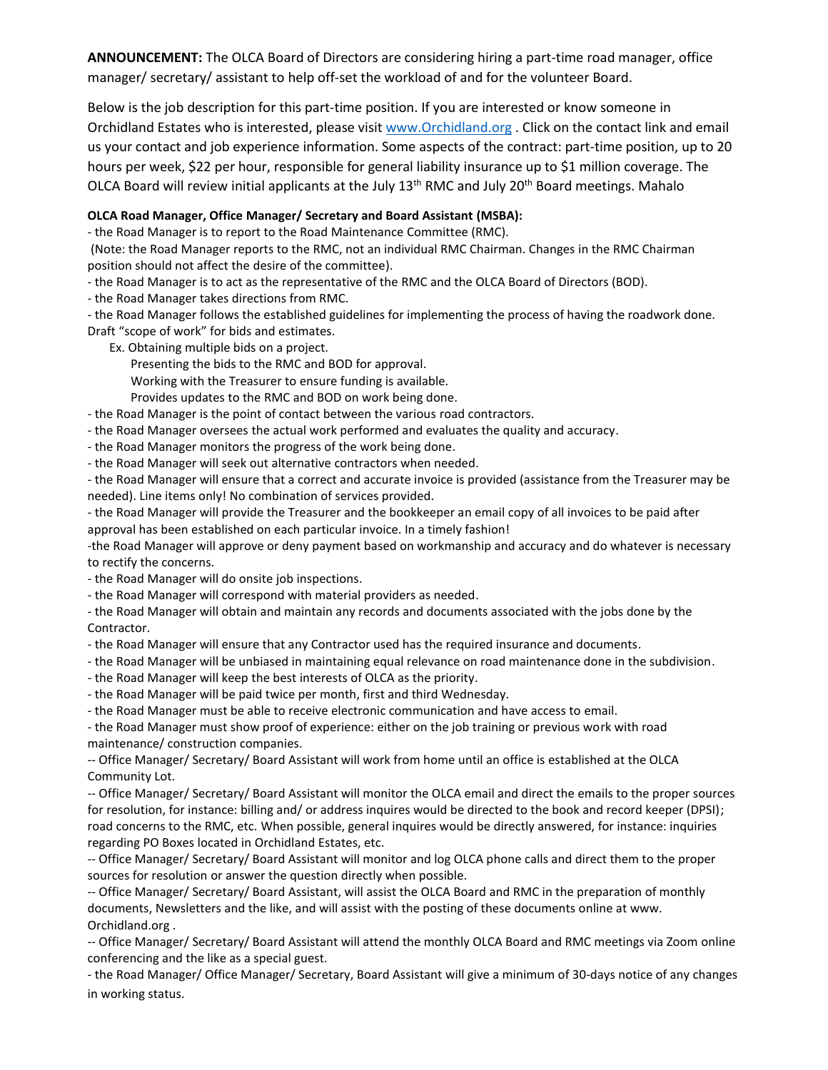**ANNOUNCEMENT:** The OLCA Board of Directors are considering hiring a part-time road manager, office manager/ secretary/ assistant to help off-set the workload of and for the volunteer Board.

Below is the job description for this part-time position. If you are interested or know someone in Orchidland Estates who is interested, please visit www.Orchidland.org . Click on the contact link and email us your contact and job experience information. Some aspects of the contract: part-time position, up to 20 hours per week, $22 per hour, responsible for general liability insurance up to $1 million coverage. The OLCA Board will review initial applicants at the July 13th RMC and July 20th Board meetings. Mahalo

**OLCA Road Manager, Office Manager/ Secretary and Board Assistant (MSBA):**

- the Road Manager is to report to the Road Maintenance Committee (RMC).

(Note: the Road Manager reports to the RMC, not an individual RMC Chairman. Changes in the RMC Chairman position should not affect the desire of the committee).

- the Road Manager is to act as the representative of the RMC and the OLCA Board of Directors (BOD).
- the Road Manager takes directions from RMC.
- the Road Manager follows the established guidelines for implementing the process of having the roadwork done. Draft "scope of work" for bids and estimates.

  Ex. Obtaining multiple bids on a project.

  Presenting the bids to the RMC and BOD for approval.

  Working with the Treasurer to ensure funding is available.

  Provides updates to the RMC and BOD on work being done.

- the Road Manager is the point of contact between the various road contractors.
- the Road Manager oversees the actual work performed and evaluates the quality and accuracy.
- the Road Manager monitors the progress of the work being done.
- the Road Manager will seek out alternative contractors when needed.
- the Road Manager will ensure that a correct and accurate invoice is provided (assistance from the Treasurer may be needed). Line items only! No combination of services provided.
- the Road Manager will provide the Treasurer and the bookkeeper an email copy of all invoices to be paid after approval has been established on each particular invoice. In a timely fashion!
- the Road Manager will approve or deny payment based on workmanship and accuracy and do whatever is necessary to rectify the concerns.
- the Road Manager will do onsite job inspections.
- the Road Manager will correspond with material providers as needed.
- the Road Manager will obtain and maintain any records and documents associated with the jobs done by the Contractor.
- the Road Manager will ensure that any Contractor used has the required insurance and documents.
- the Road Manager will be unbiased in maintaining equal relevance on road maintenance done in the subdivision.
- the Road Manager will keep the best interests of OLCA as the priority.
- the Road Manager will be paid twice per month, first and third Wednesday.
- the Road Manager must be able to receive electronic communication and have access to email.
- the Road Manager must show proof of experience: either on the job training or previous work with road maintenance/ construction companies.

-- Office Manager/ Secretary/ Board Assistant will work from home until an office is established at the OLCA Community Lot.

-- Office Manager/ Secretary/ Board Assistant will monitor the OLCA email and direct the emails to the proper sources for resolution, for instance: billing and/ or address inquires would be directed to the book and record keeper (DPSI); road concerns to the RMC, etc. When possible, general inquires would be directly answered, for instance: inquiries regarding PO Boxes located in Orchidland Estates, etc.

-- Office Manager/ Secretary/ Board Assistant will monitor and log OLCA phone calls and direct them to the proper sources for resolution or answer the question directly when possible.

-- Office Manager/ Secretary/ Board Assistant, will assist the OLCA Board and RMC in the preparation of monthly documents, Newsletters and the like, and will assist with the posting of these documents online at www. Orchidland.org .

-- Office Manager/ Secretary/ Board Assistant will attend the monthly OLCA Board and RMC meetings via Zoom online conferencing and the like as a special guest.

- the Road Manager/ Office Manager/ Secretary, Board Assistant will give a minimum of 30-days notice of any changes in working status.